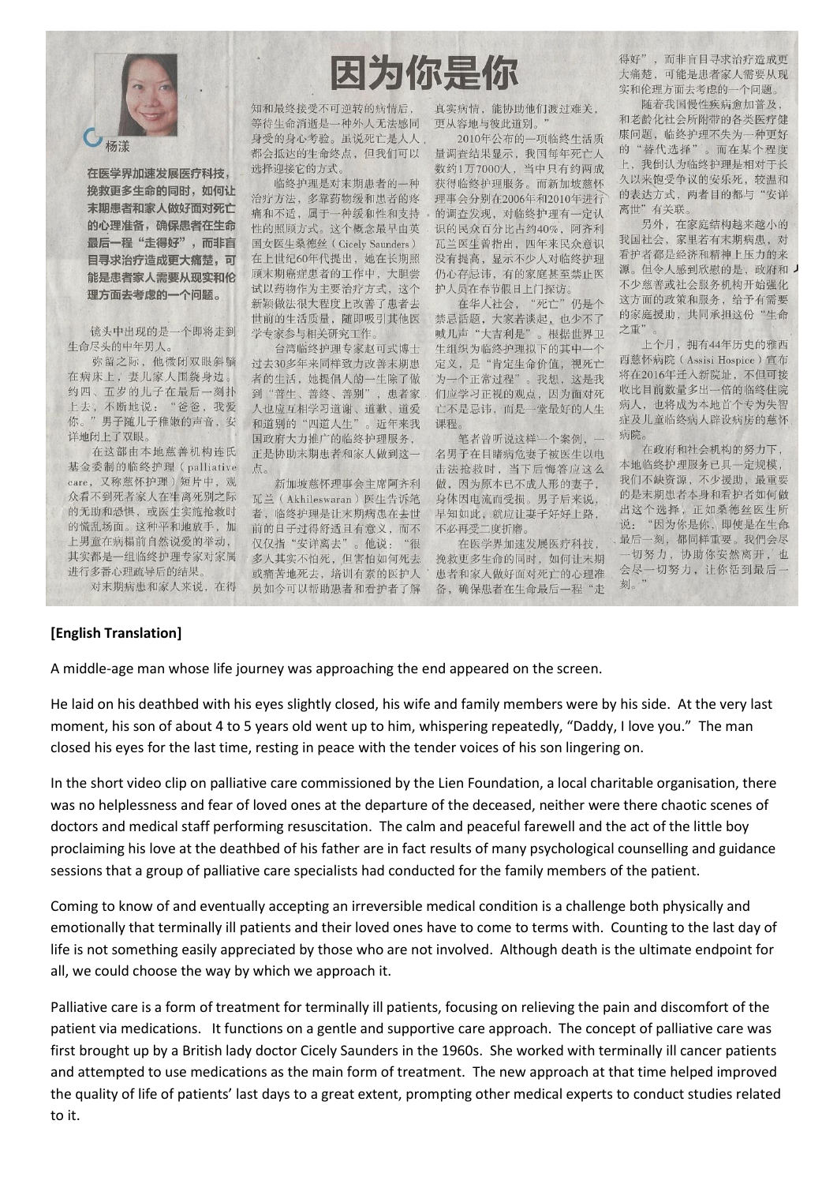# 因为你是你

杨漾

**在医学界加速发展医疗科技，挽救更多生命的同时，如何让末期患者和家人做好面对死亡的心理准备，确保患者在生命最后一程"走得好"，而非盲目寻求治疗造成更大痛楚，可能是患者家人需要从现实和伦理方面去考虑的一个问题。**

镜头中出现的是一个即将走到生命尽头的中年男人。

弥留之际，他微闭双眼斜躺在病床上，妻儿家人围绕身边。约四、五岁的儿子在最后一刻扑上去，不断地说："爸爸，我爱你。"男子随儿子稚嫩的声音，安详地闭上了双眼。

在这部由本地慈善机构连氏基金委制的临终护理（palliative care，又称慈怀护理）短片中，观众看不到死者家人在生离死别之际的无助和恐惧，或医生实施抢救时的慌乱场面。这种平和地放手，加上男童在病榻前自然说爱的举动，其实都是一组临终护理专家对家属进行多番心理疏导后的结果。

对末期病患和家人来说，在得知和最终接受不可逆转的病情后，等待生命消逝是一种外人无法感同身受的身心考验。虽说死亡是人人都会抵达的生命终点，但我们可以选择迎接它的方式。

临终护理是对末期患者的一种治疗方法，多靠药物缓和患者的疼痛和不适，属于一种缓和性和支持性的照顾方式。这个概念最早由英国女医生桑德丝（Cicely Saunders）在上世纪60年代提出，她在长期照顾末期癌症患者的工作中，大胆尝试以药物作为主要治疗方式，这个新颖做法很大程度上改善了患者去世前的生活质量，随即吸引其他医学专家参与相关研究工作。

台湾临终护理专家赵可式博士过去30多年来同样致力改善末期患者的生活，她提倡人的一生除了做到"善生、善终、善别"，患者家人也应互相学习道谢、道歉、道爱和道别的"四道人生"。近年来我国政府大力推广的临终护理服务，正是协助末期患者和家人做到这一点。

新加坡慈怀理事会主席阿齐利瓦兰（Akhileswaran）医生告诉笔者，临终护理是让末期病患在去世前的日子过得舒适且有意义，而不仅仅指"安详离去"。他说："很多人其实不怕死，但害怕如何死去或痛苦地死去，培训有素的医护人员如今可以帮助患者和看护者了解真实病情，能协助他们渡过难关，更从容地与彼此道别。"

2010年公布的一项临终生活质量调查结果显示，我国每年死亡人数约1万7000人，当中只有约两成获得临终护理服务。而新加坡慈怀理事会分别在2006年和2010年进行的调查发现，对临终护理有一定认识的民众百分比占约40%，阿齐利瓦兰医生曾指出，四年来民众意识没有提高，显示不少人对临终护理仍心存忌讳，有的家庭甚至禁止医护人员在春节假日上门探访。

在华人社会，"死亡"仍是个禁忌话题，大家若谈起，也少不了喊几声"大吉利是"。根据世界卫生组织为临终护理拟下的其中一个定义，是"肯定生命价值，视死亡为一个正常过程"。我想，这是我们应学习正视的观点，因为面对死亡不是忌讳，而是一堂最好的人生课程。

笔者曾听说这样一个案例，一名男子在目睹病危妻子被医生以电击法抢救时，当下后悔答应这么做，因为原本已不成人形的妻子，身体因电流而受损。男子后来说，早知如此，就应让妻子好好上路，不必再受二度折磨。

在医学界加速发展医疗科技，挽救更多生命的同时，如何让末期患者和家人做好面对死亡的心理准备，确保患者在生命最后一程"走得好"，而非盲目寻求治疗造成更大痛楚，可能是患者家人需要从现实和伦理方面去考虑的一个问题。

随着我国慢性疾病愈加普及，和老龄化社会所附带的各类医疗健康问题，临终护理不失为一种更好的"替代选择"。而在某个程度上，我倒认为临终护理是相对于长久以来饱受争议的安乐死，较温和的表达方式，两者目的都与"安详离世"有关联。

另外，在家庭结构越来越小的我国社会，家里若有末期病患，对看护者都是经济和精神上压力的来源。但令人感到欣慰的是，政府和不少慈善或社会服务机构开始强化这方面的政策和服务，给予有需要的家庭援助，共同承担这份"生命之重"。

上个月，拥有44年历史的雅西西慈怀病院（Assisi Hospice）宣布将在2016年迁入新院址，不但可接收比目前数量多出一倍的临终住院病人，也将成为本地首个专为失智症及儿童临终病人辟设病房的慈怀病院。

在政府和社会机构的努力下，本地临终护理服务已具一定规模，我们不缺资源，不少援助，最重要的是末期患者本身和看护者如何做出这个选择，正如桑德丝医生所说："因为你是你，即使是在生命最后一刻，都同样重要。我们会尽一切努力，协助你安然离开，也会尽一切努力，让你活到最后一刻。"

**[English Translation]**

A middle-age man whose life journey was approaching the end appeared on the screen.

He laid on his deathbed with his eyes slightly closed, his wife and family members were by his side. At the very last moment, his son of about 4 to 5 years old went up to him, whispering repeatedly, "Daddy, I love you." The man closed his eyes for the last time, resting in peace with the tender voices of his son lingering on.

In the short video clip on palliative care commissioned by the Lien Foundation, a local charitable organisation, there was no helplessness and fear of loved ones at the departure of the deceased, neither were there chaotic scenes of doctors and medical staff performing resuscitation. The calm and peaceful farewell and the act of the little boy proclaiming his love at the deathbed of his father are in fact results of many psychological counselling and guidance sessions that a group of palliative care specialists had conducted for the family members of the patient.

Coming to know of and eventually accepting an irreversible medical condition is a challenge both physically and emotionally that terminally ill patients and their loved ones have to come to terms with. Counting to the last day of life is not something easily appreciated by those who are not involved. Although death is the ultimate endpoint for all, we could choose the way by which we approach it.

Palliative care is a form of treatment for terminally ill patients, focusing on relieving the pain and discomfort of the patient via medications. It functions on a gentle and supportive care approach. The concept of palliative care was first brought up by a British lady doctor Cicely Saunders in the 1960s. She worked with terminally ill cancer patients and attempted to use medications as the main form of treatment. The new approach at that time helped improved the quality of life of patients' last days to a great extent, prompting other medical experts to conduct studies related to it.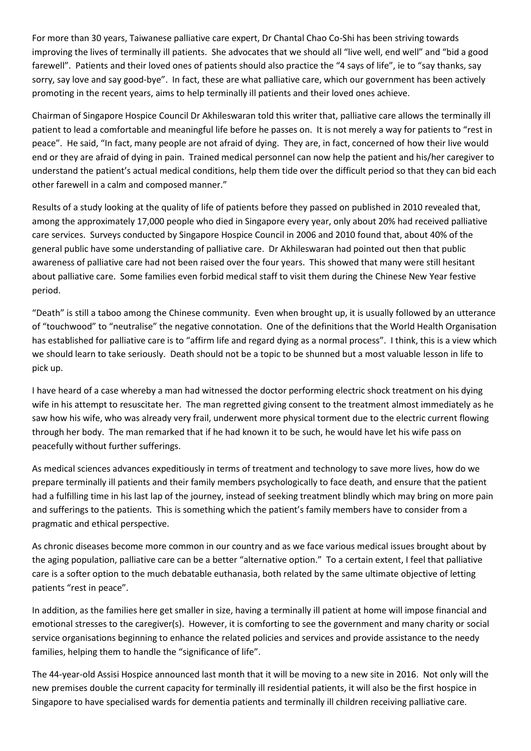For more than 30 years, Taiwanese palliative care expert, Dr Chantal Chao Co-Shi has been striving towards improving the lives of terminally ill patients. She advocates that we should all "live well, end well" and "bid a good farewell". Patients and their loved ones of patients should also practice the "4 says of life", ie to "say thanks, say sorry, say love and say good-bye". In fact, these are what palliative care, which our government has been actively promoting in the recent years, aims to help terminally ill patients and their loved ones achieve.

Chairman of Singapore Hospice Council Dr Akhileswaran told this writer that, palliative care allows the terminally ill patient to lead a comfortable and meaningful life before he passes on. It is not merely a way for patients to "rest in peace". He said, "In fact, many people are not afraid of dying. They are, in fact, concerned of how their live would end or they are afraid of dying in pain. Trained medical personnel can now help the patient and his/her caregiver to understand the patient's actual medical conditions, help them tide over the difficult period so that they can bid each other farewell in a calm and composed manner."

Results of a study looking at the quality of life of patients before they passed on published in 2010 revealed that, among the approximately 17,000 people who died in Singapore every year, only about 20% had received palliative care services. Surveys conducted by Singapore Hospice Council in 2006 and 2010 found that, about 40% of the general public have some understanding of palliative care. Dr Akhileswaran had pointed out then that public awareness of palliative care had not been raised over the four years. This showed that many were still hesitant about palliative care. Some families even forbid medical staff to visit them during the Chinese New Year festive period.

"Death" is still a taboo among the Chinese community. Even when brought up, it is usually followed by an utterance of "touchwood" to "neutralise" the negative connotation. One of the definitions that the World Health Organisation has established for palliative care is to "affirm life and regard dying as a normal process". I think, this is a view which we should learn to take seriously. Death should not be a topic to be shunned but a most valuable lesson in life to pick up.

I have heard of a case whereby a man had witnessed the doctor performing electric shock treatment on his dying wife in his attempt to resuscitate her. The man regretted giving consent to the treatment almost immediately as he saw how his wife, who was already very frail, underwent more physical torment due to the electric current flowing through her body. The man remarked that if he had known it to be such, he would have let his wife pass on peacefully without further sufferings.

As medical sciences advances expeditiously in terms of treatment and technology to save more lives, how do we prepare terminally ill patients and their family members psychologically to face death, and ensure that the patient had a fulfilling time in his last lap of the journey, instead of seeking treatment blindly which may bring on more pain and sufferings to the patients. This is something which the patient's family members have to consider from a pragmatic and ethical perspective.

As chronic diseases become more common in our country and as we face various medical issues brought about by the aging population, palliative care can be a better "alternative option." To a certain extent, I feel that palliative care is a softer option to the much debatable euthanasia, both related by the same ultimate objective of letting patients "rest in peace".

In addition, as the families here get smaller in size, having a terminally ill patient at home will impose financial and emotional stresses to the caregiver(s). However, it is comforting to see the government and many charity or social service organisations beginning to enhance the related policies and services and provide assistance to the needy families, helping them to handle the "significance of life".

The 44-year-old Assisi Hospice announced last month that it will be moving to a new site in 2016. Not only will the new premises double the current capacity for terminally ill residential patients, it will also be the first hospice in Singapore to have specialised wards for dementia patients and terminally ill children receiving palliative care.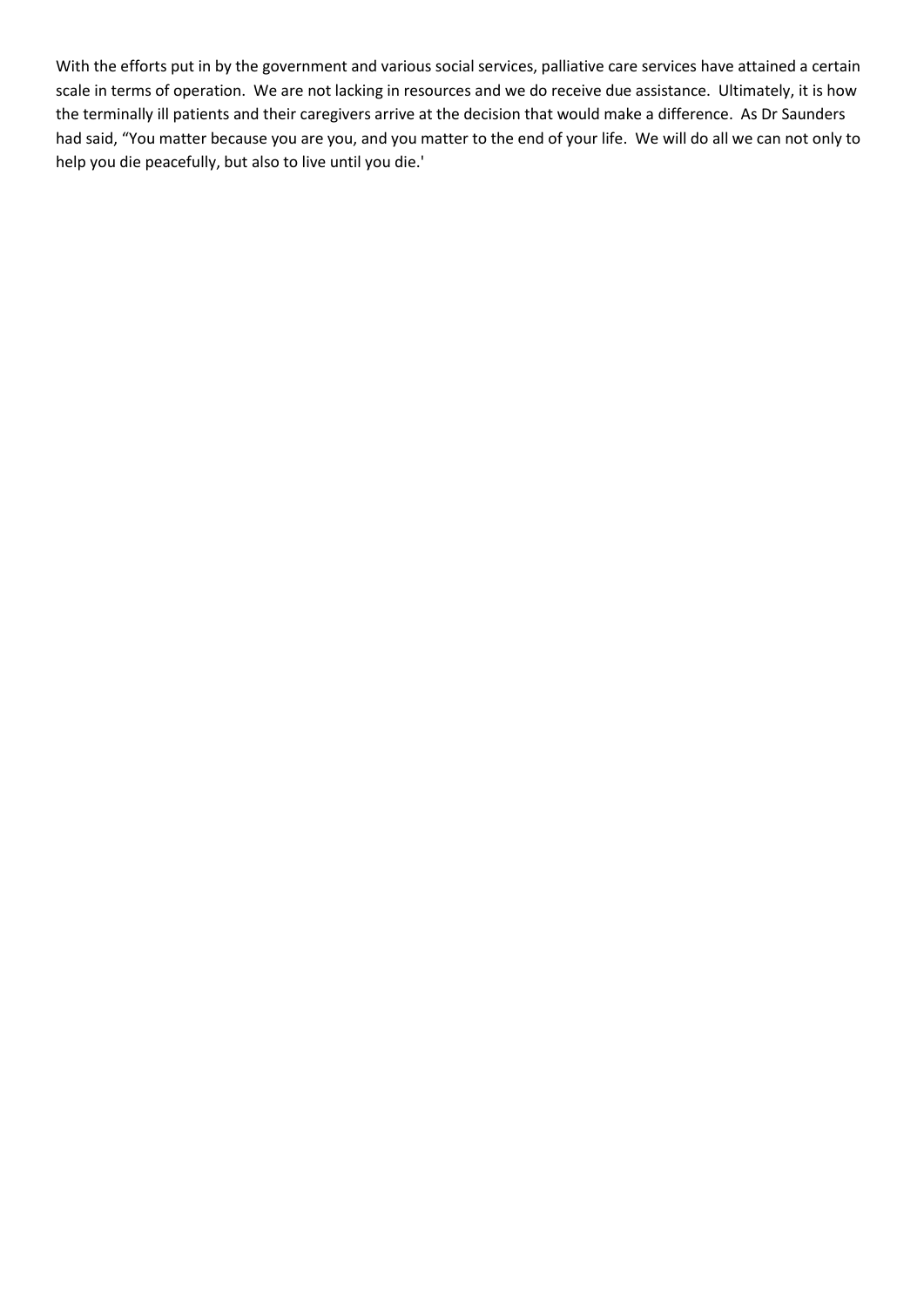With the efforts put in by the government and various social services, palliative care services have attained a certain scale in terms of operation. We are not lacking in resources and we do receive due assistance. Ultimately, it is how the terminally ill patients and their caregivers arrive at the decision that would make a difference. As Dr Saunders had said, "You matter because you are you, and you matter to the end of your life. We will do all we can not only to help you die peacefully, but also to live until you die.'